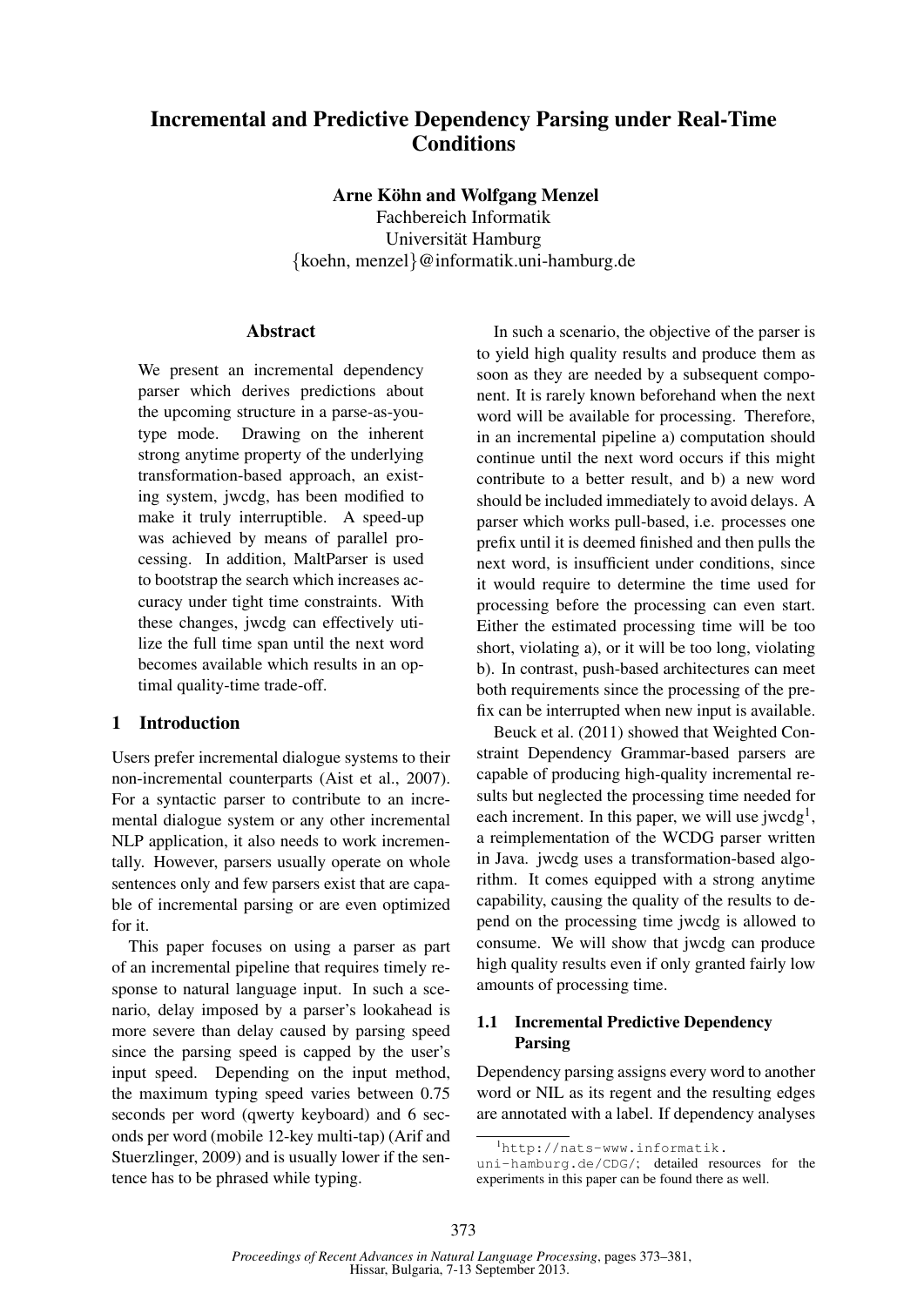# Incremental and Predictive Dependency Parsing under Real-Time Conditions

**Arne Köhn and Wolfgang Menzel**
Fachbereich Informatik
Universität Hamburg
{koehn, menzel}@informatik.uni-hamburg.de

## Abstract

We present an incremental dependency parser which derives predictions about the upcoming structure in a parse-as-you-type mode. Drawing on the inherent strong anytime property of the underlying transformation-based approach, an existing system, jwcdg, has been modified to make it truly interruptible. A speed-up was achieved by means of parallel processing. In addition, MaltParser is used to bootstrap the search which increases accuracy under tight time constraints. With these changes, jwcdg can effectively utilize the full time span until the next word becomes available which results in an optimal quality-time trade-off.

## 1 Introduction

Users prefer incremental dialogue systems to their non-incremental counterparts (Aist et al., 2007). For a syntactic parser to contribute to an incremental dialogue system or any other incremental NLP application, it also needs to work incrementally. However, parsers usually operate on whole sentences only and few parsers exist that are capable of incremental parsing or are even optimized for it.

This paper focuses on using a parser as part of an incremental pipeline that requires timely response to natural language input. In such a scenario, delay imposed by a parser's lookahead is more severe than delay caused by parsing speed since the parsing speed is capped by the user's input speed. Depending on the input method, the maximum typing speed varies between 0.75 seconds per word (qwerty keyboard) and 6 seconds per word (mobile 12-key multi-tap) (Arif and Stuerzlinger, 2009) and is usually lower if the sentence has to be phrased while typing.

In such a scenario, the objective of the parser is to yield high quality results and produce them as soon as they are needed by a subsequent component. It is rarely known beforehand when the next word will be available for processing. Therefore, in an incremental pipeline a) computation should continue until the next word occurs if this might contribute to a better result, and b) a new word should be included immediately to avoid delays. A parser which works pull-based, i.e. processes one prefix until it is deemed finished and then pulls the next word, is insufficient under conditions, since it would require to determine the time used for processing before the processing can even start. Either the estimated processing time will be too short, violating a), or it will be too long, violating b). In contrast, push-based architectures can meet both requirements since the processing of the prefix can be interrupted when new input is available.

Beuck et al. (2011) showed that Weighted Constraint Dependency Grammar-based parsers are capable of producing high-quality incremental results but neglected the processing time needed for each increment. In this paper, we will use jwcdg[1], a reimplementation of the WCDG parser written in Java. jwcdg uses a transformation-based algorithm. It comes equipped with a strong anytime capability, causing the quality of the results to depend on the processing time jwcdg is allowed to consume. We will show that jwcdg can produce high quality results even if only granted fairly low amounts of processing time.

### 1.1 Incremental Predictive Dependency Parsing

Dependency parsing assigns every word to another word or NIL as its regent and the resulting edges are annotated with a label. If dependency analyses

[1] http://nats-www.informatik.uni-hamburg.de/CDG/; detailed resources for the experiments in this paper can be found there as well.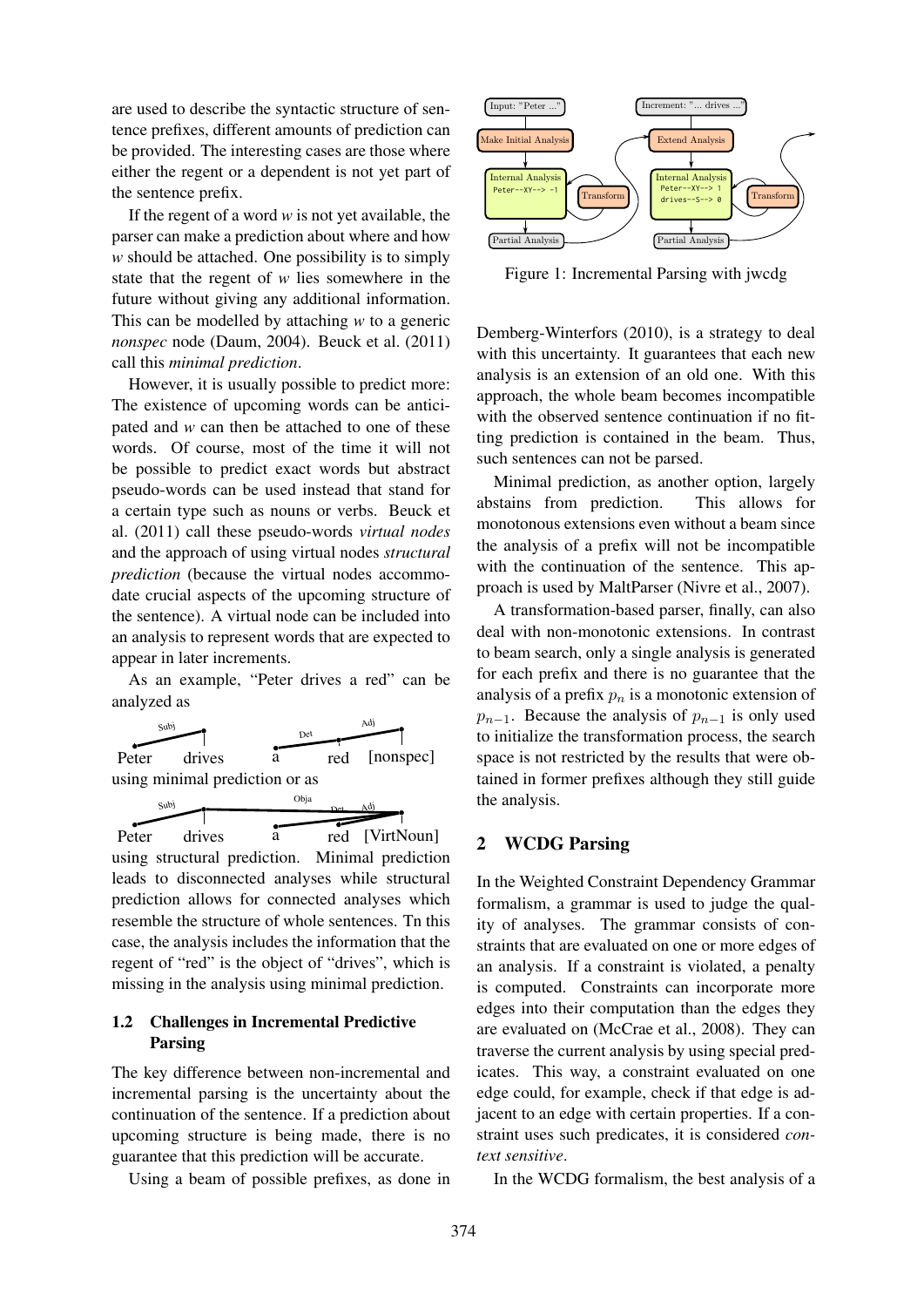are used to describe the syntactic structure of sentence prefixes, different amounts of prediction can be provided. The interesting cases are those where either the regent or a dependent is not yet part of the sentence prefix.

If the regent of a word *w* is not yet available, the parser can make a prediction about where and how *w* should be attached. One possibility is to simply state that the regent of *w* lies somewhere in the future without giving any additional information. This can be modelled by attaching *w* to a generic *nonspec* node (Daum, 2004). Beuck et al. (2011) call this *minimal prediction*.

However, it is usually possible to predict more: The existence of upcoming words can be anticipated and *w* can then be attached to one of these words. Of course, most of the time it will not be possible to predict exact words but abstract pseudo-words can be used instead that stand for a certain type such as nouns or verbs. Beuck et al. (2011) call these pseudo-words *virtual nodes* and the approach of using virtual nodes *structural prediction* (because the virtual nodes accommodate crucial aspects of the upcoming structure of the sentence). A virtual node can be included into an analysis to represent words that are expected to appear in later increments.

As an example, "Peter drives a red" can be analyzed as

Peter drives a red [nonspec]

using minimal prediction or as

Peter drives a red [VirtNoun]

using structural prediction. Minimal prediction leads to disconnected analyses while structural prediction allows for connected analyses which resemble the structure of whole sentences. Tn this case, the analysis includes the information that the regent of "red" is the object of "drives", which is missing in the analysis using minimal prediction.

### 1.2 Challenges in Incremental Predictive Parsing

The key difference between non-incremental and incremental parsing is the uncertainty about the continuation of the sentence. If a prediction about upcoming structure is being made, there is no guarantee that this prediction will be accurate.

Using a beam of possible prefixes, as done in Demberg-Winterfors (2010), is a strategy to deal with this uncertainty. It guarantees that each new analysis is an extension of an old one. With this approach, the whole beam becomes incompatible with the observed sentence continuation if no fitting prediction is contained in the beam. Thus, such sentences can not be parsed.

Minimal prediction, as another option, largely abstains from prediction. This allows for monotonous extensions even without a beam since the analysis of a prefix will not be incompatible with the continuation of the sentence. This approach is used by MaltParser (Nivre et al., 2007).

A transformation-based parser, finally, can also deal with non-monotonic extensions. In contrast to beam search, only a single analysis is generated for each prefix and there is no guarantee that the analysis of a prefix $p_n$ is a monotonic extension of $p_{n-1}$. Because the analysis of $p_{n-1}$ is only used to initialize the transformation process, the search space is not restricted by the results that were obtained in former prefixes although they still guide the analysis.

Figure 1: Incremental Parsing with jwcdg

## 2 WCDG Parsing

In the Weighted Constraint Dependency Grammar formalism, a grammar is used to judge the quality of analyses. The grammar consists of constraints that are evaluated on one or more edges of an analysis. If a constraint is violated, a penalty is computed. Constraints can incorporate more edges into their computation than the edges they are evaluated on (McCrae et al., 2008). They can traverse the current analysis by using special predicates. This way, a constraint evaluated on one edge could, for example, check if that edge is adjacent to an edge with certain properties. If a constraint uses such predicates, it is considered *context sensitive*.

In the WCDG formalism, the best analysis of a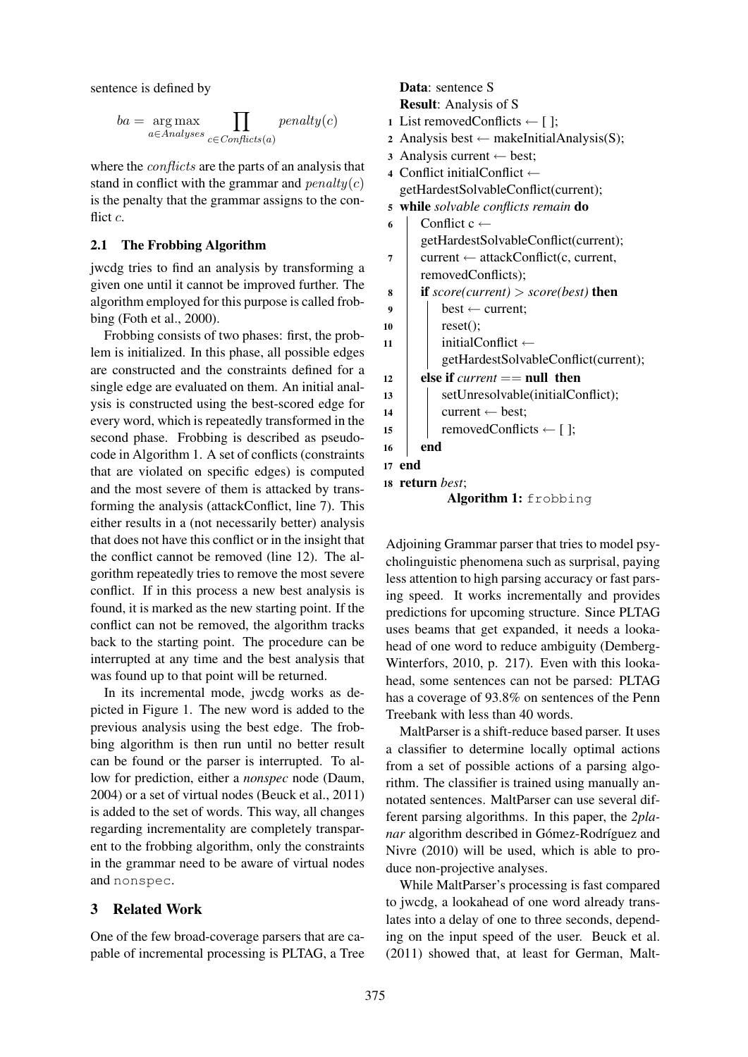sentence is defined by

$$ba = \underset{a \in Analyses}{\arg\max} \prod_{c \in Conflicts(a)} penalty(c)$$

where the *conflicts* are the parts of an analysis that stand in conflict with the grammar and $penalty(c)$ is the penalty that the grammar assigns to the conflict $c$.

### 2.1 The Frobbing Algorithm

jwcdg tries to find an analysis by transforming a given one until it cannot be improved further. The algorithm employed for this purpose is called frobbing (Foth et al., 2000).

Frobbing consists of two phases: first, the problem is initialized. In this phase, all possible edges are constructed and the constraints defined for a single edge are evaluated on them. An initial analysis is constructed using the best-scored edge for every word, which is repeatedly transformed in the second phase. Frobbing is described as pseudocode in Algorithm 1. A set of conflicts (constraints that are violated on specific edges) is computed and the most severe of them is attacked by transforming the analysis (attackConflict, line 7). This either results in a (not necessarily better) analysis that does not have this conflict or in the insight that the conflict cannot be removed (line 12). The algorithm repeatedly tries to remove the most severe conflict. If in this process a new best analysis is found, it is marked as the new starting point. If the conflict can not be removed, the algorithm tracks back to the starting point. The procedure can be interrupted at any time and the best analysis that was found up to that point will be returned.

In its incremental mode, jwcdg works as depicted in Figure 1. The new word is added to the previous analysis using the best edge. The frobbing algorithm is then run until no better result can be found or the parser is interrupted. To allow for prediction, either a *nonspec* node (Daum, 2004) or a set of virtual nodes (Beuck et al., 2011) is added to the set of words. This way, all changes regarding incrementality are completely transparent to the frobbing algorithm, only the constraints in the grammar need to be aware of virtual nodes and nonspec.

```
Data: sentence S
Result: Analysis of S
1  List removedConflicts ← [ ];
2  Analysis best ← makeInitialAnalysis(S);
3  Analysis current ← best;
4  Conflict initialConflict ←
   getHardestSolvableConflict(current);
5  while solvable conflicts remain do
6      Conflict c ←
       getHardestSolvableConflict(current);
7      current ← attackConflict(c, current,
       removedConflicts);
8      if score(current) > score(best) then
9          best ← current;
10         reset();
11         initialConflict ←
           getHardestSolvableConflict(current);
12     else if current == null then
13         setUnresolvable(initialConflict);
14         current ← best;
15         removedConflicts ← [ ];
16     end
17 end
18 return best;
```

**Algorithm 1:** frobbing

## 3 Related Work

One of the few broad-coverage parsers that are capable of incremental processing is PLTAG, a Tree Adjoining Grammar parser that tries to model psycholinguistic phenomena such as surprisal, paying less attention to high parsing accuracy or fast parsing speed. It works incrementally and provides predictions for upcoming structure. Since PLTAG uses beams that get expanded, it needs a lookahead of one word to reduce ambiguity (Demberg-Winterfors, 2010, p. 217). Even with this lookahead, some sentences can not be parsed: PLTAG has a coverage of 93.8% on sentences of the Penn Treebank with less than 40 words.

MaltParser is a shift-reduce based parser. It uses a classifier to determine locally optimal actions from a set of possible actions of a parsing algorithm. The classifier is trained using manually annotated sentences. MaltParser can use several different parsing algorithms. In this paper, the *2planar* algorithm described in Gómez-Rodríguez and Nivre (2010) will be used, which is able to produce non-projective analyses.

While MaltParser's processing is fast compared to jwcdg, a lookahead of one word already translates into a delay of one to three seconds, depending on the input speed of the user. Beuck et al. (2011) showed that, at least for German, Malt-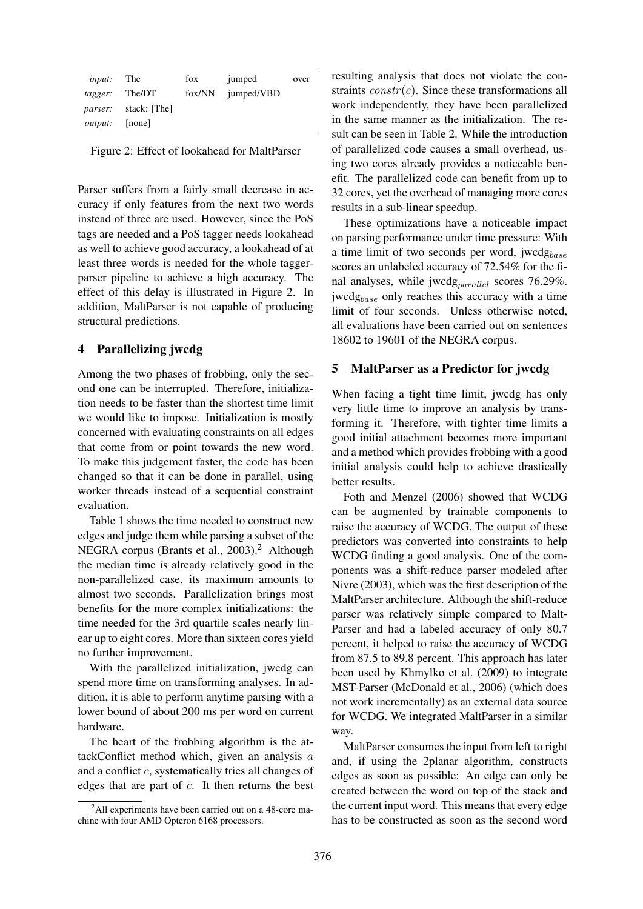| *input:* | The | fox | jumped | over |
|---|---|---|---|---|
| *tagger:* | The/DT | fox/NN | jumped/VBD | |
| *parser:* | stack: [The] | | | |
| *output:* | [none] | | | |

Figure 2: Effect of lookahead for MaltParser

Parser suffers from a fairly small decrease in accuracy if only features from the next two words instead of three are used. However, since the PoS tags are needed and a PoS tagger needs lookahead as well to achieve good accuracy, a lookahead of at least three words is needed for the whole tagger-parser pipeline to achieve a high accuracy. The effect of this delay is illustrated in Figure 2. In addition, MaltParser is not capable of producing structural predictions.

## 4 Parallelizing jwcdg

Among the two phases of frobbing, only the second one can be interrupted. Therefore, initialization needs to be faster than the shortest time limit we would like to impose. Initialization is mostly concerned with evaluating constraints on all edges that come from or point towards the new word. To make this judgement faster, the code has been changed so that it can be done in parallel, using worker threads instead of a sequential constraint evaluation.

Table 1 shows the time needed to construct new edges and judge them while parsing a subset of the NEGRA corpus (Brants et al., 2003).[2] Although the median time is already relatively good in the non-parallelized case, its maximum amounts to almost two seconds. Parallelization brings most benefits for the more complex initializations: the time needed for the 3rd quartile scales nearly linear up to eight cores. More than sixteen cores yield no further improvement.

With the parallelized initialization, jwcdg can spend more time on transforming analyses. In addition, it is able to perform anytime parsing with a lower bound of about 200 ms per word on current hardware.

The heart of the frobbing algorithm is the attackConflict method which, given an analysis $a$ and a conflict $c$, systematically tries all changes of edges that are part of $c$. It then returns the best resulting analysis that does not violate the constraints $constr(c)$. Since these transformations all work independently, they have been parallelized in the same manner as the initialization. The result can be seen in Table 2. While the introduction of parallelized code causes a small overhead, using two cores already provides a noticeable benefit. The parallelized code can benefit from up to 32 cores, yet the overhead of managing more cores results in a sub-linear speedup.

These optimizations have a noticeable impact on parsing performance under time pressure: With a time limit of two seconds per word, jwcdg$_{base}$ scores an unlabeled accuracy of 72.54% for the final analyses, while jwcdg$_{parallel}$ scores 76.29%. jwcdg$_{base}$ only reaches this accuracy with a time limit of four seconds. Unless otherwise noted, all evaluations have been carried out on sentences 18602 to 19601 of the NEGRA corpus.

## 5 MaltParser as a Predictor for jwcdg

When facing a tight time limit, jwcdg has only very little time to improve an analysis by transforming it. Therefore, with tighter time limits a good initial attachment becomes more important and a method which provides frobbing with a good initial analysis could help to achieve drastically better results.

Foth and Menzel (2006) showed that WCDG can be augmented by trainable components to raise the accuracy of WCDG. The output of these predictors was converted into constraints to help WCDG finding a good analysis. One of the components was a shift-reduce parser modeled after Nivre (2003), which was the first description of the MaltParser architecture. Although the shift-reduce parser was relatively simple compared to MaltParser and had a labeled accuracy of only 80.7 percent, it helped to raise the accuracy of WCDG from 87.5 to 89.8 percent. This approach has later been used by Khmylko et al. (2009) to integrate MST-Parser (McDonald et al., 2006) (which does not work incrementally) as an external data source for WCDG. We integrated MaltParser in a similar way.

MaltParser consumes the input from left to right and, if using the 2planar algorithm, constructs edges as soon as possible: An edge can only be created between the word on top of the stack and the current input word. This means that every edge has to be constructed as soon as the second word

[2] All experiments have been carried out on a 48-core machine with four AMD Opteron 6168 processors.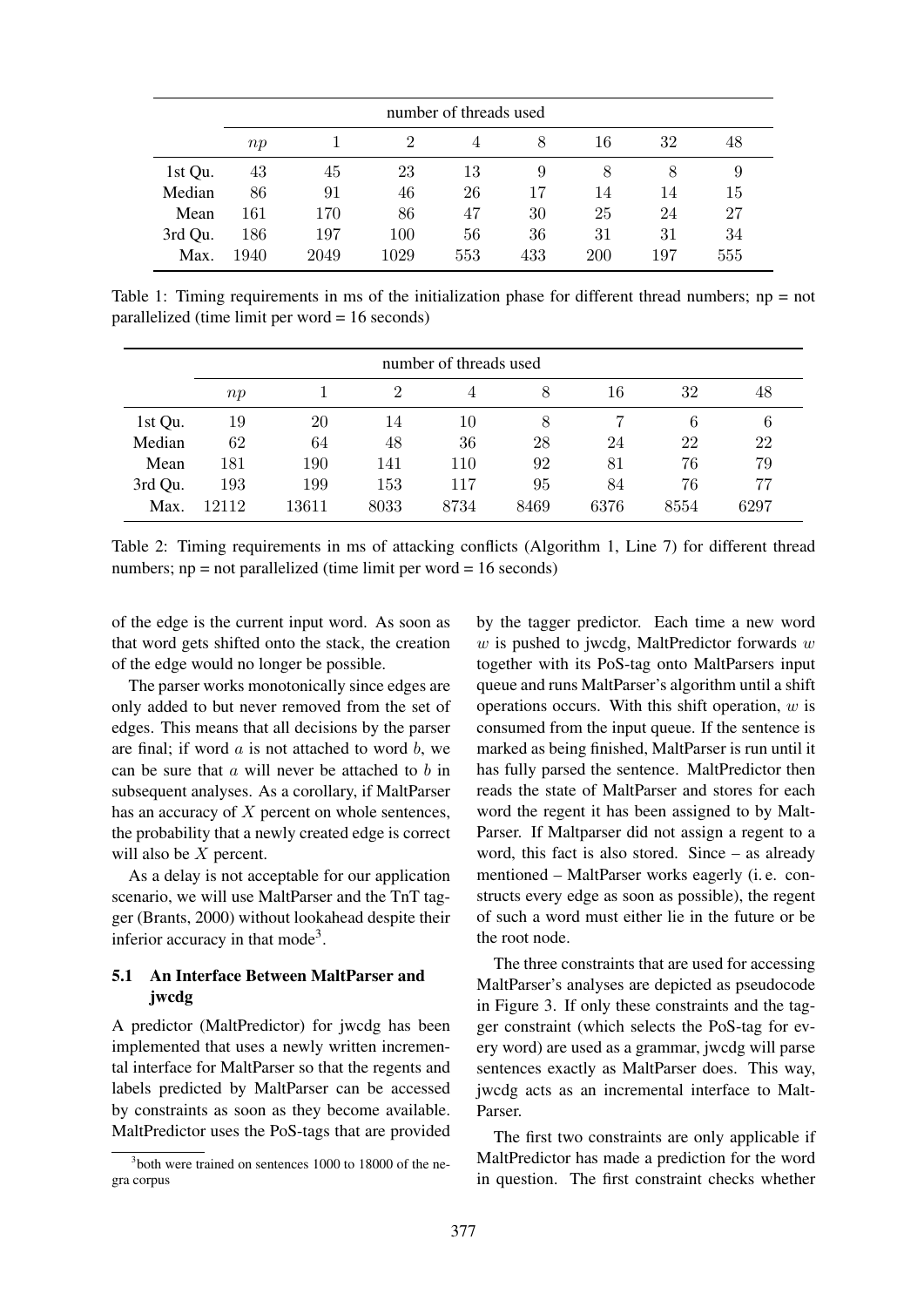| | number of threads used | | | | | | | |
|---|---|---|---|---|---|---|---|---|
| | $np$ | 1 | 2 | 4 | 8 | 16 | 32 | 48 |
| 1st Qu. | 43 | 45 | 23 | 13 | 9 | 8 | 8 | 9 |
| Median | 86 | 91 | 46 | 26 | 17 | 14 | 14 | 15 |
| Mean | 161 | 170 | 86 | 47 | 30 | 25 | 24 | 27 |
| 3rd Qu. | 186 | 197 | 100 | 56 | 36 | 31 | 31 | 34 |
| Max. | 1940 | 2049 | 1029 | 553 | 433 | 200 | 197 | 555 |

Table 1: Timing requirements in ms of the initialization phase for different thread numbers; np = not parallelized (time limit per word = 16 seconds)

| | number of threads used | | | | | | | |
|---|---|---|---|---|---|---|---|---|
| | $np$ | 1 | 2 | 4 | 8 | 16 | 32 | 48 |
| 1st Qu. | 19 | 20 | 14 | 10 | 8 | 7 | 6 | 6 |
| Median | 62 | 64 | 48 | 36 | 28 | 24 | 22 | 22 |
| Mean | 181 | 190 | 141 | 110 | 92 | 81 | 76 | 79 |
| 3rd Qu. | 193 | 199 | 153 | 117 | 95 | 84 | 76 | 77 |
| Max. | 12112 | 13611 | 8033 | 8734 | 8469 | 6376 | 8554 | 6297 |

Table 2: Timing requirements in ms of attacking conflicts (Algorithm 1, Line 7) for different thread numbers; np = not parallelized (time limit per word = 16 seconds)

of the edge is the current input word. As soon as that word gets shifted onto the stack, the creation of the edge would no longer be possible.

The parser works monotonically since edges are only added to but never removed from the set of edges. This means that all decisions by the parser are final; if word $a$ is not attached to word $b$, we can be sure that $a$ will never be attached to $b$ in subsequent analyses. As a corollary, if MaltParser has an accuracy of $X$ percent on whole sentences, the probability that a newly created edge is correct will also be $X$ percent.

As a delay is not acceptable for our application scenario, we will use MaltParser and the TnT tagger (Brants, 2000) without lookahead despite their inferior accuracy in that mode[3].

### 5.1 An Interface Between MaltParser and jwcdg

A predictor (MaltPredictor) for jwcdg has been implemented that uses a newly written incremental interface for MaltParser so that the regents and labels predicted by MaltParser can be accessed by constraints as soon as they become available. MaltPredictor uses the PoS-tags that are provided by the tagger predictor. Each time a new word $w$ is pushed to jwcdg, MaltPredictor forwards $w$ together with its PoS-tag onto MaltParsers input queue and runs MaltParser's algorithm until a shift operations occurs. With this shift operation, $w$ is consumed from the input queue. If the sentence is marked as being finished, MaltParser is run until it has fully parsed the sentence. MaltPredictor then reads the state of MaltParser and stores for each word the regent it has been assigned to by MaltParser. If Maltparser did not assign a regent to a word, this fact is also stored. Since – as already mentioned – MaltParser works eagerly (i. e. constructs every edge as soon as possible), the regent of such a word must either lie in the future or be the root node.

The three constraints that are used for accessing MaltParser's analyses are depicted as pseudocode in Figure 3. If only these constraints and the tagger constraint (which selects the PoS-tag for every word) are used as a grammar, jwcdg will parse sentences exactly as MaltParser does. This way, jwcdg acts as an incremental interface to MaltParser.

The first two constraints are only applicable if MaltPredictor has made a prediction for the word in question. The first constraint checks whether

[3] both were trained on sentences 1000 to 18000 of the negra corpus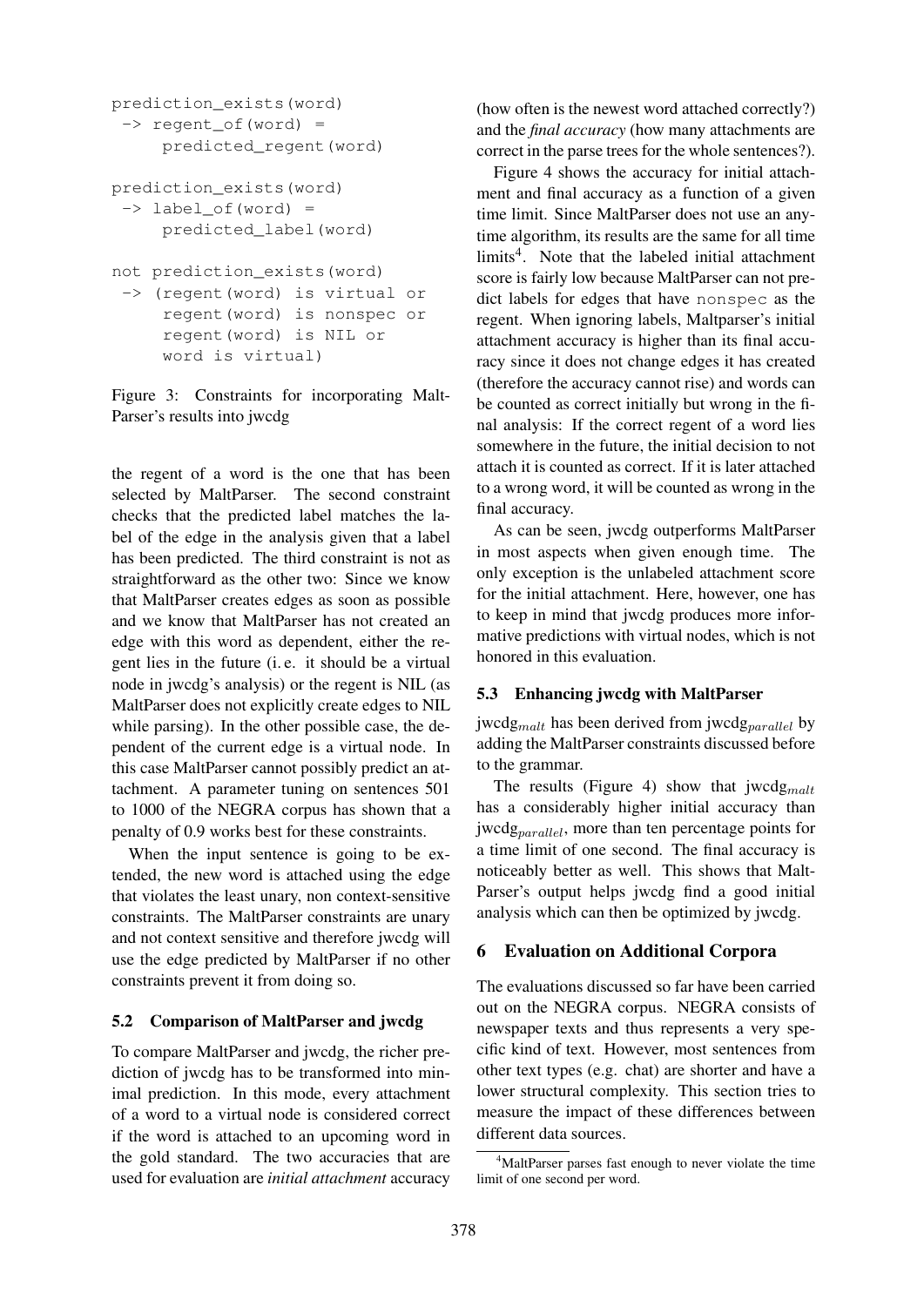```
prediction_exists(word)
 -> regent_of(word) =
     predicted_regent(word)

prediction_exists(word)
 -> label_of(word) =
     predicted_label(word)

not prediction_exists(word)
 -> (regent(word) is virtual or
     regent(word) is nonspec or
     regent(word) is NIL or
     word is virtual)
```

Figure 3: Constraints for incorporating MaltParser's results into jwcdg

the regent of a word is the one that has been selected by MaltParser. The second constraint checks that the predicted label matches the label of the edge in the analysis given that a label has been predicted. The third constraint is not as straightforward as the other two: Since we know that MaltParser creates edges as soon as possible and we know that MaltParser has not created an edge with this word as dependent, either the regent lies in the future (i. e. it should be a virtual node in jwcdg's analysis) or the regent is NIL (as MaltParser does not explicitly create edges to NIL while parsing). In the other possible case, the dependent of the current edge is a virtual node. In this case MaltParser cannot possibly predict an attachment. A parameter tuning on sentences 501 to 1000 of the NEGRA corpus has shown that a penalty of 0.9 works best for these constraints.

When the input sentence is going to be extended, the new word is attached using the edge that violates the least unary, non context-sensitive constraints. The MaltParser constraints are unary and not context sensitive and therefore jwcdg will use the edge predicted by MaltParser if no other constraints prevent it from doing so.

### 5.2 Comparison of MaltParser and jwcdg

To compare MaltParser and jwcdg, the richer prediction of jwcdg has to be transformed into minimal prediction. In this mode, every attachment of a word to a virtual node is considered correct if the word is attached to an upcoming word in the gold standard. The two accuracies that are used for evaluation are *initial attachment* accuracy (how often is the newest word attached correctly?) and the *final accuracy* (how many attachments are correct in the parse trees for the whole sentences?).

Figure 4 shows the accuracy for initial attachment and final accuracy as a function of a given time limit. Since MaltParser does not use an anytime algorithm, its results are the same for all time limits[4]. Note that the labeled initial attachment score is fairly low because MaltParser can not predict labels for edges that have `nonspec` as the regent. When ignoring labels, Maltparser's initial attachment accuracy is higher than its final accuracy since it does not change edges it has created (therefore the accuracy cannot rise) and words can be counted as correct initially but wrong in the final analysis: If the correct regent of a word lies somewhere in the future, the initial decision to not attach it is counted as correct. If it is later attached to a wrong word, it will be counted as wrong in the final accuracy.

As can be seen, jwcdg outperforms MaltParser in most aspects when given enough time. The only exception is the unlabeled attachment score for the initial attachment. Here, however, one has to keep in mind that jwcdg produces more informative predictions with virtual nodes, which is not honored in this evaluation.

### 5.3 Enhancing jwcdg with MaltParser

jwcdg$_{malt}$ has been derived from jwcdg$_{parallel}$ by adding the MaltParser constraints discussed before to the grammar.

The results (Figure 4) show that jwcdg$_{malt}$ has a considerably higher initial accuracy than jwcdg$_{parallel}$, more than ten percentage points for a time limit of one second. The final accuracy is noticeably better as well. This shows that MaltParser's output helps jwcdg find a good initial analysis which can then be optimized by jwcdg.

## 6 Evaluation on Additional Corpora

The evaluations discussed so far have been carried out on the NEGRA corpus. NEGRA consists of newspaper texts and thus represents a very specific kind of text. However, most sentences from other text types (e.g. chat) are shorter and have a lower structural complexity. This section tries to measure the impact of these differences between different data sources.

[4] MaltParser parses fast enough to never violate the time limit of one second per word.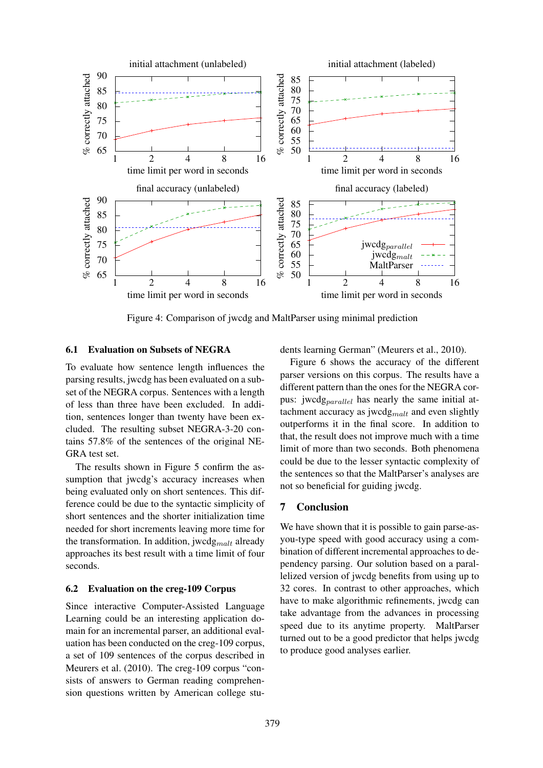Figure 4: Comparison of jwcdg and MaltParser using minimal prediction

### 6.1 Evaluation on Subsets of NEGRA

To evaluate how sentence length influences the parsing results, jwcdg has been evaluated on a subset of the NEGRA corpus. Sentences with a length of less than three have been excluded. In addition, sentences longer than twenty have been excluded. The resulting subset NEGRA-3-20 contains 57.8% of the sentences of the original NEGRA test set.

The results shown in Figure 5 confirm the assumption that jwcdg's accuracy increases when being evaluated only on short sentences. This difference could be due to the syntactic simplicity of short sentences and the shorter initialization time needed for short increments leaving more time for the transformation. In addition, jwcdg$_{malt}$ already approaches its best result with a time limit of four seconds.

### 6.2 Evaluation on the creg-109 Corpus

Since interactive Computer-Assisted Language Learning could be an interesting application domain for an incremental parser, an additional evaluation has been conducted on the creg-109 corpus, a set of 109 sentences of the corpus described in Meurers et al. (2010). The creg-109 corpus "consists of answers to German reading comprehension questions written by American college students learning German" (Meurers et al., 2010).

Figure 6 shows the accuracy of the different parser versions on this corpus. The results have a different pattern than the ones for the NEGRA corpus: jwcdg$_{parallel}$ has nearly the same initial attachment accuracy as jwcdg$_{malt}$ and even slightly outperforms it in the final score. In addition to that, the result does not improve much with a time limit of more than two seconds. Both phenomena could be due to the lesser syntactic complexity of the sentences so that the MaltParser's analyses are not so beneficial for guiding jwcdg.

## 7 Conclusion

We have shown that it is possible to gain parse-as-you-type speed with good accuracy using a combination of different incremental approaches to dependency parsing. Our solution based on a parallelized version of jwcdg benefits from using up to 32 cores. In contrast to other approaches, which have to make algorithmic refinements, jwcdg can take advantage from the advances in processing speed due to its anytime property. MaltParser turned out to be a good predictor that helps jwcdg to produce good analyses earlier.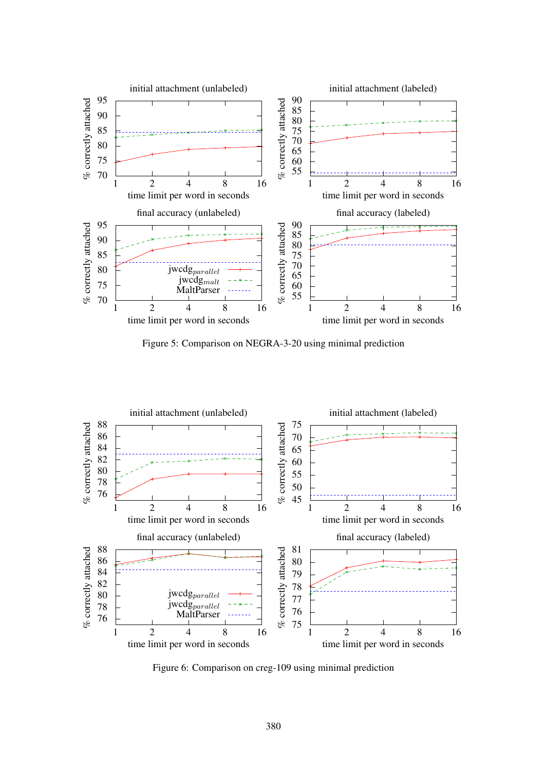Figure 5: Comparison on NEGRA-3-20 using minimal prediction

Figure 6: Comparison on creg-109 using minimal prediction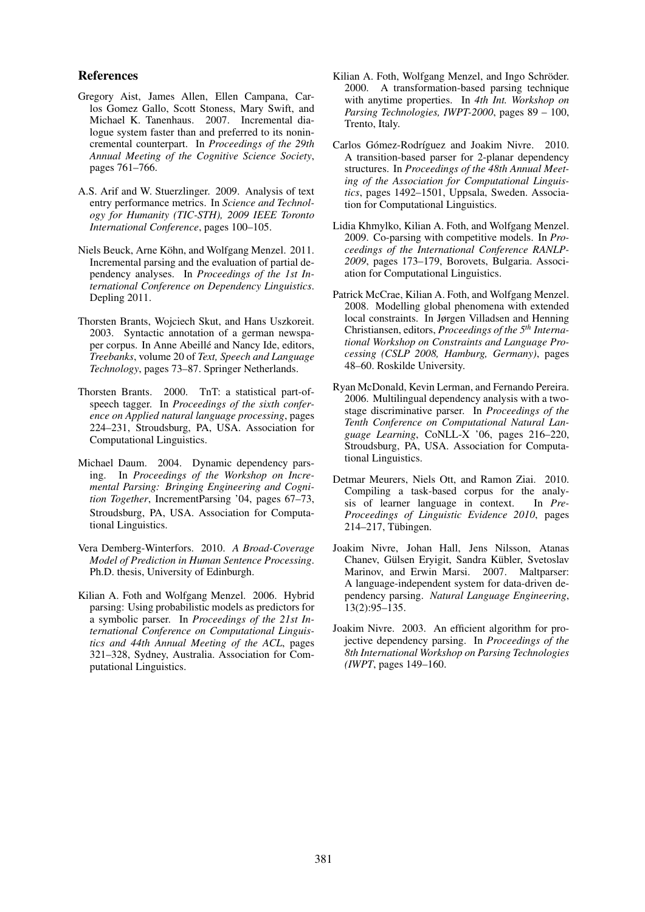## References

Gregory Aist, James Allen, Ellen Campana, Carlos Gomez Gallo, Scott Stoness, Mary Swift, and Michael K. Tanenhaus. 2007. Incremental dialogue system faster than and preferred to its nonincremental counterpart. In *Proceedings of the 29th Annual Meeting of the Cognitive Science Society*, pages 761–766.

A.S. Arif and W. Stuerzlinger. 2009. Analysis of text entry performance metrics. In *Science and Technology for Humanity (TIC-STH), 2009 IEEE Toronto International Conference*, pages 100–105.

Niels Beuck, Arne Köhn, and Wolfgang Menzel. 2011. Incremental parsing and the evaluation of partial dependency analyses. In *Proceedings of the 1st International Conference on Dependency Linguistics*. Depling 2011.

Thorsten Brants, Wojciech Skut, and Hans Uszkoreit. 2003. Syntactic annotation of a german newspaper corpus. In Anne Abeillé and Nancy Ide, editors, *Treebanks*, volume 20 of *Text, Speech and Language Technology*, pages 73–87. Springer Netherlands.

Thorsten Brants. 2000. TnT: a statistical part-of-speech tagger. In *Proceedings of the sixth conference on Applied natural language processing*, pages 224–231, Stroudsburg, PA, USA. Association for Computational Linguistics.

Michael Daum. 2004. Dynamic dependency parsing. In *Proceedings of the Workshop on Incremental Parsing: Bringing Engineering and Cognition Together*, IncrementParsing '04, pages 67–73, Stroudsburg, PA, USA. Association for Computational Linguistics.

Vera Demberg-Winterfors. 2010. *A Broad-Coverage Model of Prediction in Human Sentence Processing*. Ph.D. thesis, University of Edinburgh.

Kilian A. Foth and Wolfgang Menzel. 2006. Hybrid parsing: Using probabilistic models as predictors for a symbolic parser. In *Proceedings of the 21st International Conference on Computational Linguistics and 44th Annual Meeting of the ACL*, pages 321–328, Sydney, Australia. Association for Computational Linguistics.

Kilian A. Foth, Wolfgang Menzel, and Ingo Schröder. 2000. A transformation-based parsing technique with anytime properties. In *4th Int. Workshop on Parsing Technologies, IWPT-2000*, pages 89 – 100, Trento, Italy.

Carlos Gómez-Rodríguez and Joakim Nivre. 2010. A transition-based parser for 2-planar dependency structures. In *Proceedings of the 48th Annual Meeting of the Association for Computational Linguistics*, pages 1492–1501, Uppsala, Sweden. Association for Computational Linguistics.

Lidia Khmylko, Kilian A. Foth, and Wolfgang Menzel. 2009. Co-parsing with competitive models. In *Proceedings of the International Conference RANLP-2009*, pages 173–179, Borovets, Bulgaria. Association for Computational Linguistics.

Patrick McCrae, Kilian A. Foth, and Wolfgang Menzel. 2008. Modelling global phenomena with extended local constraints. In Jørgen Villadsen and Henning Christiansen, editors, *Proceedings of the 5th International Workshop on Constraints and Language Processing (CSLP 2008, Hamburg, Germany)*, pages 48–60. Roskilde University.

Ryan McDonald, Kevin Lerman, and Fernando Pereira. 2006. Multilingual dependency analysis with a two-stage discriminative parser. In *Proceedings of the Tenth Conference on Computational Natural Language Learning*, CoNLL-X '06, pages 216–220, Stroudsburg, PA, USA. Association for Computational Linguistics.

Detmar Meurers, Niels Ott, and Ramon Ziai. 2010. Compiling a task-based corpus for the analysis of learner language in context. In *Pre-Proceedings of Linguistic Evidence 2010*, pages 214–217, Tübingen.

Joakim Nivre, Johan Hall, Jens Nilsson, Atanas Chanev, Gülsen Eryigit, Sandra Kübler, Svetoslav Marinov, and Erwin Marsi. 2007. Maltparser: A language-independent system for data-driven dependency parsing. *Natural Language Engineering*, 13(2):95–135.

Joakim Nivre. 2003. An efficient algorithm for projective dependency parsing. In *Proceedings of the 8th International Workshop on Parsing Technologies (IWPT*, pages 149–160.